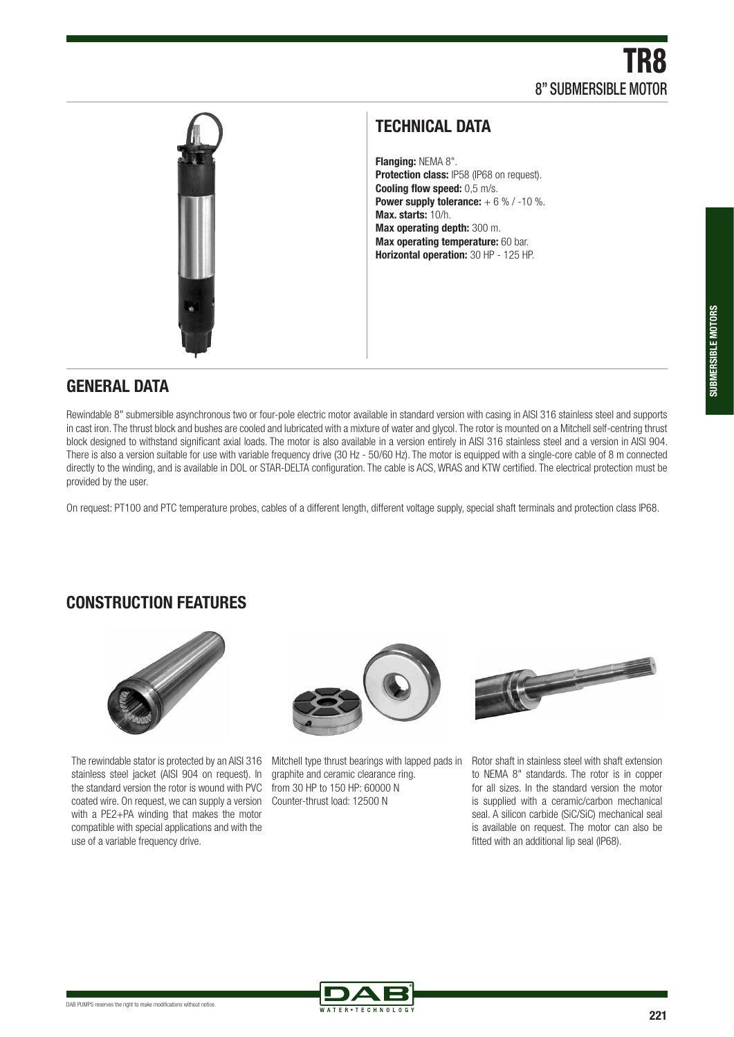# TR8

## 8" SUBMERSIBLE MOTOR

## TECHNICAL DATA

**Flanging:** NEMA 8".
**Protection class:** IP58 (IP68 on request).
**Cooling flow speed:** 0,5 m/s.
**Power supply tolerance:** + 6 % / -10 %.
**Max. starts:** 10/h.
**Max operating depth:** 300 m.
**Max operating temperature:** 60 bar.
**Horizontal operation:** 30 HP - 125 HP.

## GENERAL DATA

Rewindable 8" submersible asynchronous two or four-pole electric motor available in standard version with casing in AISI 316 stainless steel and supports in cast iron. The thrust block and bushes are cooled and lubricated with a mixture of water and glycol. The rotor is mounted on a Mitchell self-centring thrust block designed to withstand significant axial loads. The motor is also available in a version entirely in AISI 316 stainless steel and a version in AISI 904. There is also a version suitable for use with variable frequency drive (30 Hz - 50/60 Hz). The motor is equipped with a single-core cable of 8 m connected directly to the winding, and is available in DOL or STAR-DELTA configuration. The cable is ACS, WRAS and KTW certified. The electrical protection must be provided by the user.

On request: PT100 and PTC temperature probes, cables of a different length, different voltage supply, special shaft terminals and protection class IP68.

## CONSTRUCTION FEATURES

The rewindable stator is protected by an AISI 316 stainless steel jacket (AISI 904 on request). In the standard version the rotor is wound with PVC coated wire. On request, we can supply a version with a PE2+PA winding that makes the motor compatible with special applications and with the use of a variable frequency drive.

Mitchell type thrust bearings with lapped pads in graphite and ceramic clearance ring.
from 30 HP to 150 HP: 60000 N
Counter-thrust load: 12500 N

Rotor shaft in stainless steel with shaft extension to NEMA 8" standards. The rotor is in copper for all sizes. In the standard version the motor is supplied with a ceramic/carbon mechanical seal. A silicon carbide (SiC/SiC) mechanical seal is available on request. The motor can also be fitted with an additional lip seal (IP68).

DAB PUMPS reserves the right to make modifications without notice.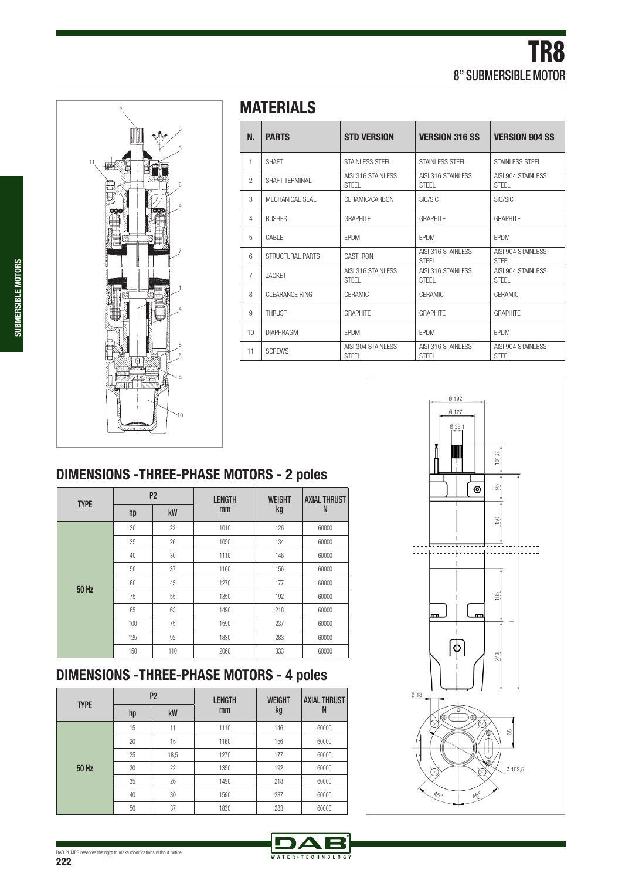# TR8

## 8" SUBMERSIBLE MOTOR

## MATERIALS

| N. | PARTS | STD VERSION | VERSION 316 SS | VERSION 904 SS |
|---|---|---|---|---|
| 1 | SHAFT | STAINLESS STEEL | STAINLESS STEEL | STAINLESS STEEL |
| 2 | SHAFT TERMINAL | AISI 316 STAINLESS STEEL | AISI 316 STAINLESS STEEL | AISI 904 STAINLESS STEEL |
| 3 | MECHANICAL SEAL | CERAMIC/CARBON | SIC/SIC | SIC/SIC |
| 4 | BUSHES | GRAPHITE | GRAPHITE | GRAPHITE |
| 5 | CABLE | EPDM | EPDM | EPDM |
| 6 | STRUCTURAL PARTS | CAST IRON | AISI 316 STAINLESS STEEL | AISI 904 STAINLESS STEEL |
| 7 | JACKET | AISI 316 STAINLESS STEEL | AISI 316 STAINLESS STEEL | AISI 904 STAINLESS STEEL |
| 8 | CLEARANCE RING | CERAMIC | CERAMIC | CERAMIC |
| 9 | THRUST | GRAPHITE | GRAPHITE | GRAPHITE |
| 10 | DIAPHRAGM | EPDM | EPDM | EPDM |
| 11 | SCREWS | AISI 304 STAINLESS STEEL | AISI 316 STAINLESS STEEL | AISI 904 STAINLESS STEEL |

## DIMENSIONS -THREE-PHASE MOTORS - 2 poles

| TYPE | P2 | | LENGTH | WEIGHT | AXIAL THRUST |
|---|---|---|---|---|---|
| | hp | kW | mm | kg | N |
| 50 Hz | 30 | 22 | 1010 | 126 | 60000 |
| | 35 | 26 | 1050 | 134 | 60000 |
| | 40 | 30 | 1110 | 146 | 60000 |
| | 50 | 37 | 1160 | 156 | 60000 |
| | 60 | 45 | 1270 | 177 | 60000 |
| | 75 | 55 | 1350 | 192 | 60000 |
| | 85 | 63 | 1490 | 218 | 60000 |
| | 100 | 75 | 1590 | 237 | 60000 |
| | 125 | 92 | 1830 | 283 | 60000 |
| | 150 | 110 | 2060 | 333 | 60000 |

## DIMENSIONS -THREE-PHASE MOTORS - 4 poles

| TYPE | P2 | | LENGTH | WEIGHT | AXIAL THRUST |
|---|---|---|---|---|---|
| | hp | kW | mm | kg | N |
| 50 Hz | 15 | 11 | 1110 | 146 | 60000 |
| | 20 | 15 | 1160 | 156 | 60000 |
| | 25 | 18,5 | 1270 | 177 | 60000 |
| | 30 | 22 | 1350 | 192 | 60000 |
| | 35 | 26 | 1490 | 218 | 60000 |
| | 40 | 30 | 1590 | 237 | 60000 |
| | 50 | 37 | 1830 | 283 | 60000 |

DAB PUMPS reserves the right to make modifications without notice.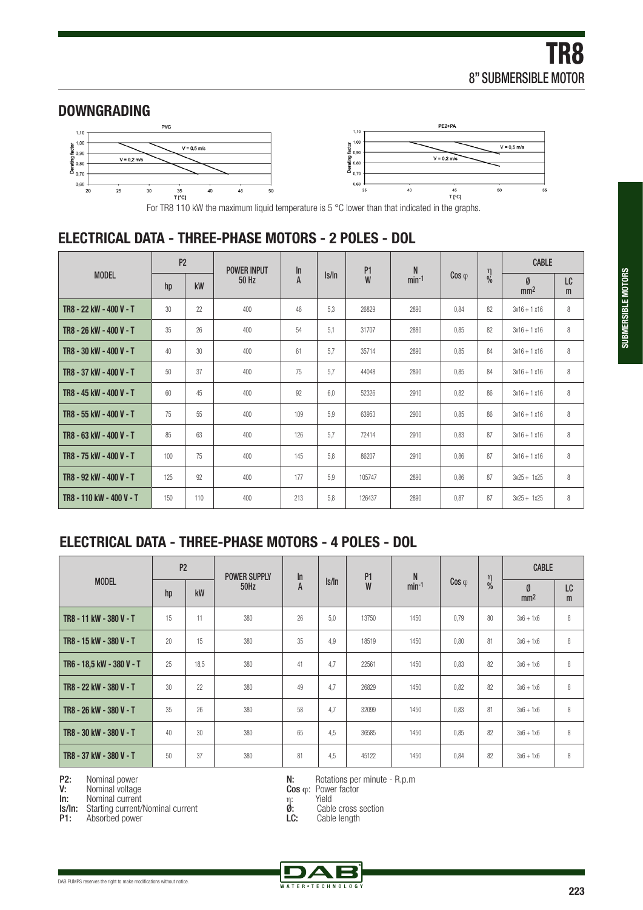# TR8
## 8" SUBMERSIBLE MOTOR

## DOWNGRADING

PVC

1,10
1,00
0,90
0,80
0,70
0,60

Derating factor

V = 0,5 m/s
V = 0,2 m/s

20 25 30 35 40 45 50

T [°C]

PE2+PA

1,10
1,00
0,90
0,80
0,70
0,60

Derating factor

V = 0,5 m/s
V = 0,2 m/s

35 40 45 50 55

T [°C]

For TR8 110 kW the maximum liquid temperature is 5 °C lower than that indicated in the graphs.

## ELECTRICAL DATA - THREE-PHASE MOTORS - 2 POLES - DOL

| MODEL | P2 | | POWER INPUT 50 Hz | In A | Is/In | P1 W | N $min^{-1}$ | Cos φ | η % | CABLE | |
|---|---|---|---|---|---|---|---|---|---|---|---|
| | hp | kW | | | | | | | | Ø $mm^2$ | LC m |
| TR8 - 22 kW - 400 V - T | 30 | 22 | 400 | 46 | 5,3 | 26829 | 2890 | 0,84 | 82 | 3x16 + 1x16 | 8 |
| TR8 - 26 kW - 400 V - T | 35 | 26 | 400 | 54 | 5,1 | 31707 | 2880 | 0,85 | 82 | 3x16 + 1x16 | 8 |
| TR8 - 30 kW - 400 V - T | 40 | 30 | 400 | 61 | 5,7 | 35714 | 2890 | 0,85 | 84 | 3x16 + 1x16 | 8 |
| TR8 - 37 kW - 400 V - T | 50 | 37 | 400 | 75 | 5,7 | 44048 | 2890 | 0,85 | 84 | 3x16 + 1x16 | 8 |
| TR8 - 45 kW - 400 V - T | 60 | 45 | 400 | 92 | 6,0 | 52326 | 2910 | 0,82 | 86 | 3x16 + 1x16 | 8 |
| TR8 - 55 kW - 400 V - T | 75 | 55 | 400 | 109 | 5,9 | 63953 | 2900 | 0,85 | 86 | 3x16 + 1x16 | 8 |
| TR8 - 63 kW - 400 V - T | 85 | 63 | 400 | 126 | 5,7 | 72414 | 2910 | 0,83 | 87 | 3x16 + 1x16 | 8 |
| TR8 - 75 kW - 400 V - T | 100 | 75 | 400 | 145 | 5,8 | 86207 | 2910 | 0,86 | 87 | 3x16 + 1x16 | 8 |
| TR8 - 92 kW - 400 V - T | 125 | 92 | 400 | 177 | 5,9 | 105747 | 2890 | 0,86 | 87 | 3x25 + 1x25 | 8 |
| TR8 - 110 kW - 400 V - T | 150 | 110 | 400 | 213 | 5,8 | 126437 | 2890 | 0,87 | 87 | 3x25 + 1x25 | 8 |

## ELECTRICAL DATA - THREE-PHASE MOTORS - 4 POLES - DOL

| MODEL | P2 | | POWER SUPPLY 50Hz | In A | Is/In | P1 W | N $min^{-1}$ | Cos φ | η % | CABLE | |
|---|---|---|---|---|---|---|---|---|---|---|---|
| | hp | kW | | | | | | | | Ø $mm^2$ | LC m |
| TR8 - 11 kW - 380 V - T | 15 | 11 | 380 | 26 | 5,0 | 13750 | 1450 | 0,79 | 80 | 3x6 + 1x6 | 8 |
| TR8 - 15 kW - 380 V - T | 20 | 15 | 380 | 35 | 4,9 | 18519 | 1450 | 0,80 | 81 | 3x6 + 1x6 | 8 |
| TR6 - 18,5 kW - 380 V - T | 25 | 18,5 | 380 | 41 | 4,7 | 22561 | 1450 | 0,83 | 82 | 3x6 + 1x6 | 8 |
| TR8 - 22 kW - 380 V - T | 30 | 22 | 380 | 49 | 4,7 | 26829 | 1450 | 0,82 | 82 | 3x6 + 1x6 | 8 |
| TR8 - 26 kW - 380 V - T | 35 | 26 | 380 | 58 | 4,7 | 32099 | 1450 | 0,83 | 81 | 3x6 + 1x6 | 8 |
| TR8 - 30 kW - 380 V - T | 40 | 30 | 380 | 65 | 4,5 | 36585 | 1450 | 0,85 | 82 | 3x6 + 1x6 | 8 |
| TR8 - 37 kW - 380 V - T | 50 | 37 | 380 | 81 | 4,5 | 45122 | 1450 | 0,84 | 82 | 3x6 + 1x6 | 8 |

**P2:** Nominal power
**V:** Nominal voltage
**In:** Nominal current
**Is/In:** Starting current/Nominal current
**P1:** Absorbed power
**N:** Rotations per minute - R.p.m
**Cos φ:** Power factor
**η:** Yield
**Ø:** Cable cross section
**LC:** Cable length

DAB PUMPS reserves the right to make modifications without notice.